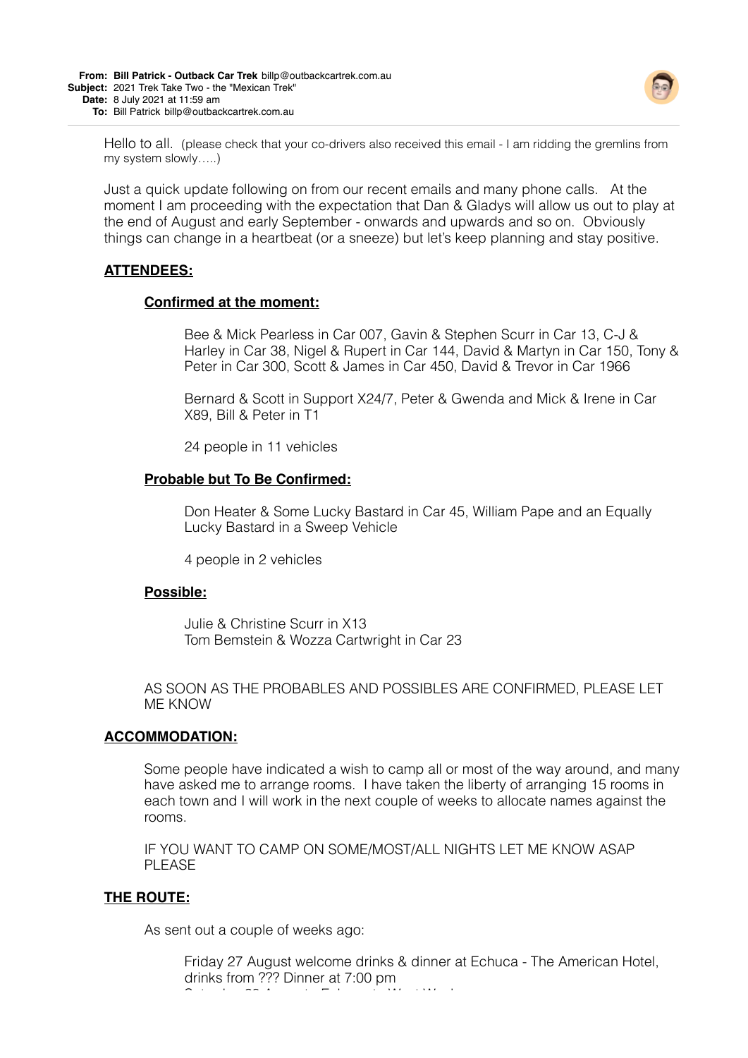**From:** **Bill Patrick - Outback Car Trek** billp@outbackcartrek.com.au
**Subject:** 2021 Trek Take Two - the "Mexican Trek"
**Date:** 8 July 2021 at 11:59 am
**To:** Bill Patrick billp@outbackcartrek.com.au

---

Hello to all. (please check that your co-drivers also received this email - I am ridding the gremlins from my system slowly…..)

Just a quick update following on from our recent emails and many phone calls. At the moment I am proceeding with the expectation that Dan & Gladys will allow us out to play at the end of August and early September - onwards and upwards and so on. Obviously things can change in a heartbeat (or a sneeze) but let's keep planning and stay positive.

## ATTENDEES:

### Confirmed at the moment:

Bee & Mick Pearless in Car 007, Gavin & Stephen Scurr in Car 13, C-J & Harley in Car 38, Nigel & Rupert in Car 144, David & Martyn in Car 150, Tony & Peter in Car 300, Scott & James in Car 450, David & Trevor in Car 1966

Bernard & Scott in Support X24/7, Peter & Gwenda and Mick & Irene in Car X89, Bill & Peter in T1

24 people in 11 vehicles

### Probable but To Be Confirmed:

Don Heater & Some Lucky Bastard in Car 45, William Pape and an Equally Lucky Bastard in a Sweep Vehicle

4 people in 2 vehicles

### Possible:

Julie & Christine Scurr in X13
Tom Bemstein & Wozza Cartwright in Car 23

AS SOON AS THE PROBABLES AND POSSIBLES ARE CONFIRMED, PLEASE LET ME KNOW

## ACCOMMODATION:

Some people have indicated a wish to camp all or most of the way around, and many have asked me to arrange rooms. I have taken the liberty of arranging 15 rooms in each town and I will work in the next couple of weeks to allocate names against the rooms.

IF YOU WANT TO CAMP ON SOME/MOST/ALL NIGHTS LET ME KNOW ASAP PLEASE

## THE ROUTE:

As sent out a couple of weeks ago:

Friday 27 August welcome drinks & dinner at Echuca - The American Hotel, drinks from ??? Dinner at 7:00 pm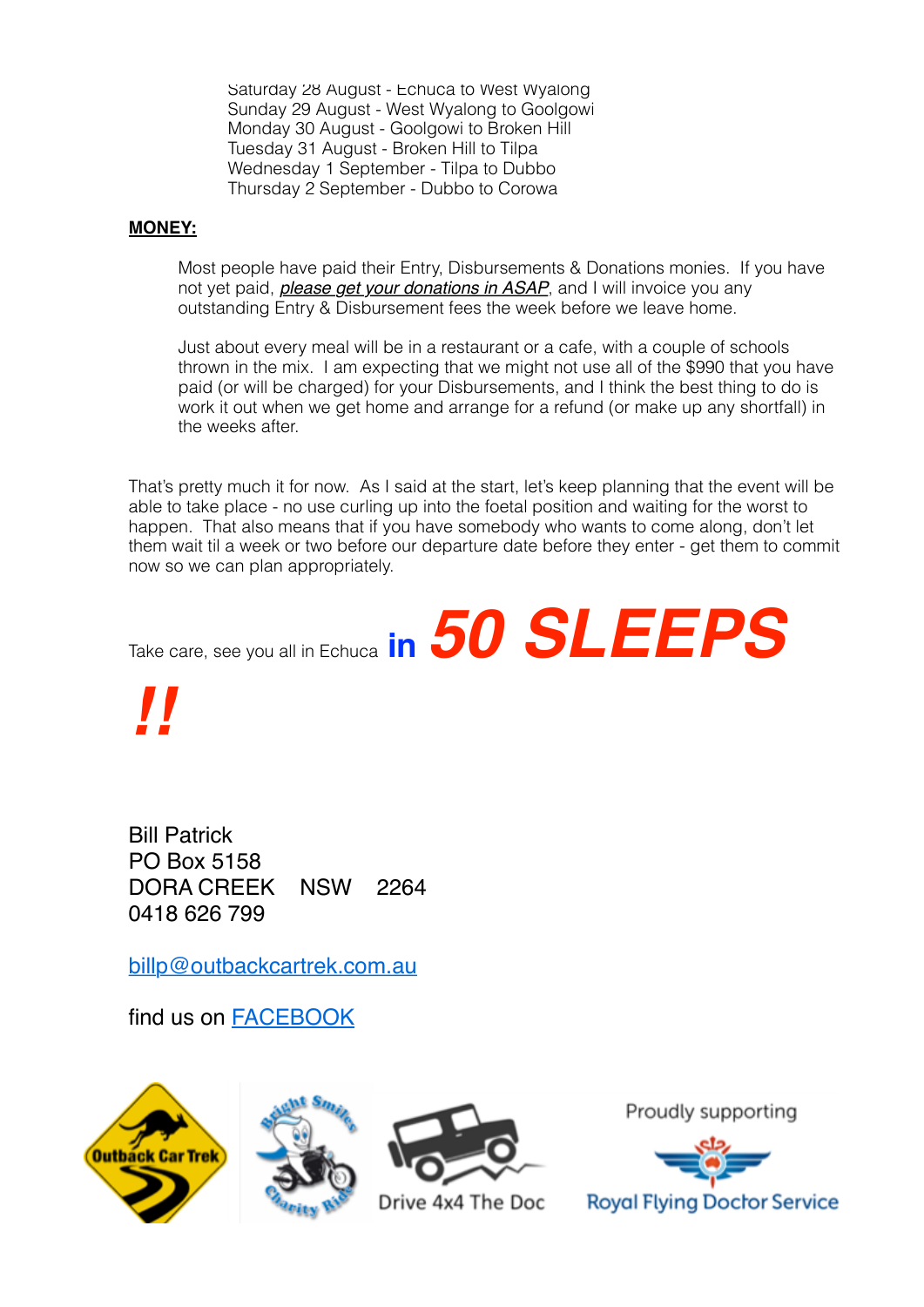Saturday 28 August - Echuca to West Wyalong
Sunday 29 August - West Wyalong to Goolgowi
Monday 30 August - Goolgowi to Broken Hill
Tuesday 31 August - Broken Hill to Tilpa
Wednesday 1 September - Tilpa to Dubbo
Thursday 2 September - Dubbo to Corowa

**MONEY:**

Most people have paid their Entry, Disbursements & Donations monies. If you have not yet paid, ***please get your donations in ASAP***, and I will invoice you any outstanding Entry & Disbursement fees the week before we leave home.

Just about every meal will be in a restaurant or a cafe, with a couple of schools thrown in the mix. I am expecting that we might not use all of the $990 that you have paid (or will be charged) for your Disbursements, and I think the best thing to do is work it out when we get home and arrange for a refund (or make up any shortfall) in the weeks after.

That's pretty much it for now. As I said at the start, let's keep planning that the event will be able to take place - no use curling up into the foetal position and waiting for the worst to happen. That also means that if you have somebody who wants to come along, don't let them wait til a week or two before our departure date before they enter - get them to commit now so we can plan appropriately.

Take care, see you all in Echuca **in** ***50 SLEEPS !!***

Bill Patrick
PO Box 5158
DORA CREEK NSW 2264
0418 626 799

billp@outbackcartrek.com.au

find us on FACEBOOK

Outback Car Trek | Bright Smiles Charity Ride | Drive 4x4 The Doc | Proudly supporting Royal Flying Doctor Service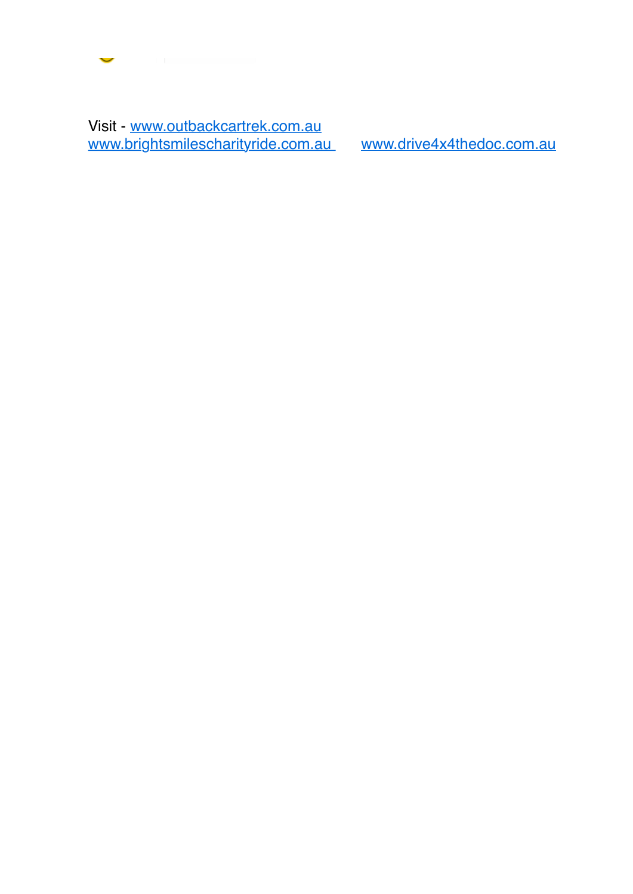Visit - www.outbackcartrek.com.au
www.brightsmilescharityride.com.au www.drive4x4thedoc.com.au